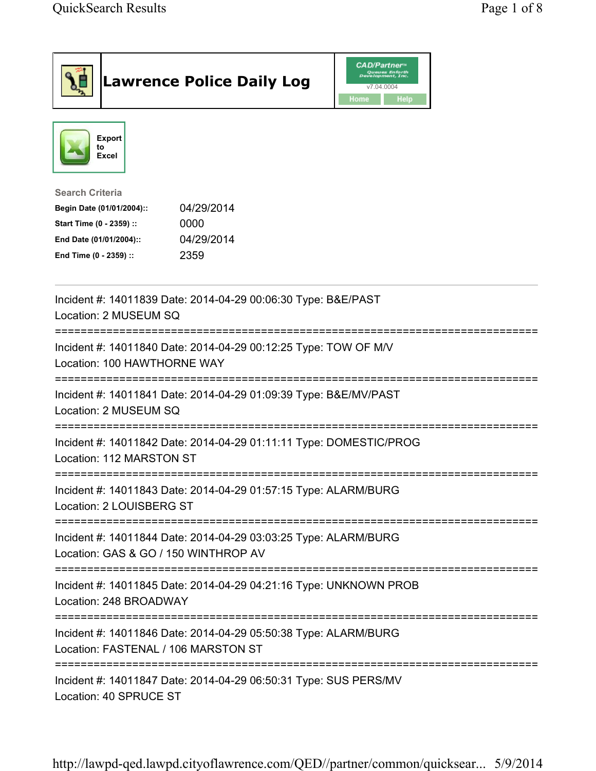# Lawrence Police Daily Log

Export to Excel

**Search Criteria**

| | |
|---|---|
| **Begin Date (01/01/2004)::** | 04/29/2014 |
| **Start Time (0 - 2359) ::** | 0000 |
| **End Date (01/01/2004)::** | 04/29/2014 |
| **End Time (0 - 2359) ::** | 2359 |

---

Incident #: 14011839 Date: 2014-04-29 00:06:30 Type: B&E/PAST
Location: 2 MUSEUM SQ

===========================================================================

Incident #: 14011840 Date: 2014-04-29 00:12:25 Type: TOW OF M/V
Location: 100 HAWTHORNE WAY

===========================================================================

Incident #: 14011841 Date: 2014-04-29 01:09:39 Type: B&E/MV/PAST
Location: 2 MUSEUM SQ

===========================================================================

Incident #: 14011842 Date: 2014-04-29 01:11:11 Type: DOMESTIC/PROG
Location: 112 MARSTON ST

===========================================================================

Incident #: 14011843 Date: 2014-04-29 01:57:15 Type: ALARM/BURG
Location: 2 LOUISBERG ST

===========================================================================

Incident #: 14011844 Date: 2014-04-29 03:03:25 Type: ALARM/BURG
Location: GAS & GO / 150 WINTHROP AV

===========================================================================

Incident #: 14011845 Date: 2014-04-29 04:21:16 Type: UNKNOWN PROB
Location: 248 BROADWAY

===========================================================================

Incident #: 14011846 Date: 2014-04-29 05:50:38 Type: ALARM/BURG
Location: FASTENAL / 106 MARSTON ST

===========================================================================

Incident #: 14011847 Date: 2014-04-29 06:50:31 Type: SUS PERS/MV
Location: 40 SPRUCE ST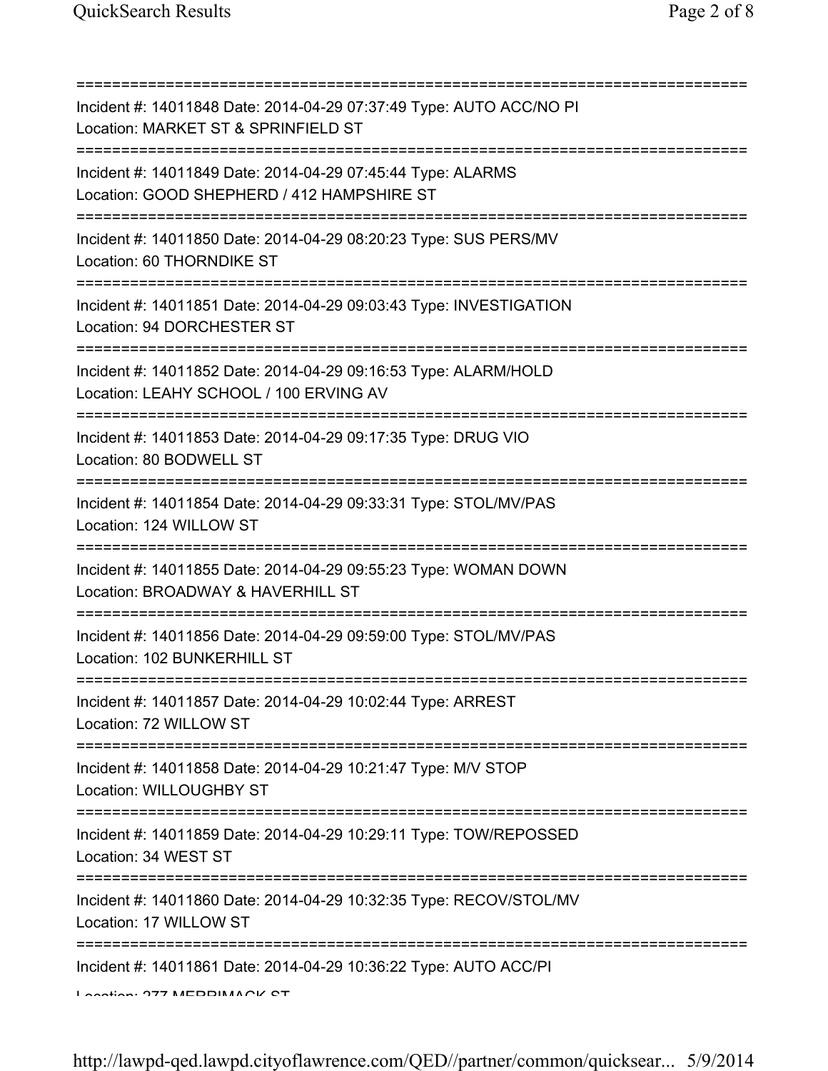===========================================================================

Incident #: 14011848 Date: 2014-04-29 07:37:49 Type: AUTO ACC/NO PI
Location: MARKET ST & SPRINFIELD ST

===========================================================================

Incident #: 14011849 Date: 2014-04-29 07:45:44 Type: ALARMS
Location: GOOD SHEPHERD / 412 HAMPSHIRE ST

===========================================================================

Incident #: 14011850 Date: 2014-04-29 08:20:23 Type: SUS PERS/MV
Location: 60 THORNDIKE ST

===========================================================================

Incident #: 14011851 Date: 2014-04-29 09:03:43 Type: INVESTIGATION
Location: 94 DORCHESTER ST

===========================================================================

Incident #: 14011852 Date: 2014-04-29 09:16:53 Type: ALARM/HOLD
Location: LEAHY SCHOOL / 100 ERVING AV

===========================================================================

Incident #: 14011853 Date: 2014-04-29 09:17:35 Type: DRUG VIO
Location: 80 BODWELL ST

===========================================================================

Incident #: 14011854 Date: 2014-04-29 09:33:31 Type: STOL/MV/PAS
Location: 124 WILLOW ST

===========================================================================

Incident #: 14011855 Date: 2014-04-29 09:55:23 Type: WOMAN DOWN
Location: BROADWAY & HAVERHILL ST

===========================================================================

Incident #: 14011856 Date: 2014-04-29 09:59:00 Type: STOL/MV/PAS
Location: 102 BUNKERHILL ST

===========================================================================

Incident #: 14011857 Date: 2014-04-29 10:02:44 Type: ARREST
Location: 72 WILLOW ST

===========================================================================

Incident #: 14011858 Date: 2014-04-29 10:21:47 Type: M/V STOP
Location: WILLOUGHBY ST

===========================================================================

Incident #: 14011859 Date: 2014-04-29 10:29:11 Type: TOW/REPOSSED
Location: 34 WEST ST

===========================================================================

Incident #: 14011860 Date: 2014-04-29 10:32:35 Type: RECOV/STOL/MV
Location: 17 WILLOW ST

===========================================================================

Incident #: 14011861 Date: 2014-04-29 10:36:22 Type: AUTO ACC/PI
Location: 277 MERRIMACK ST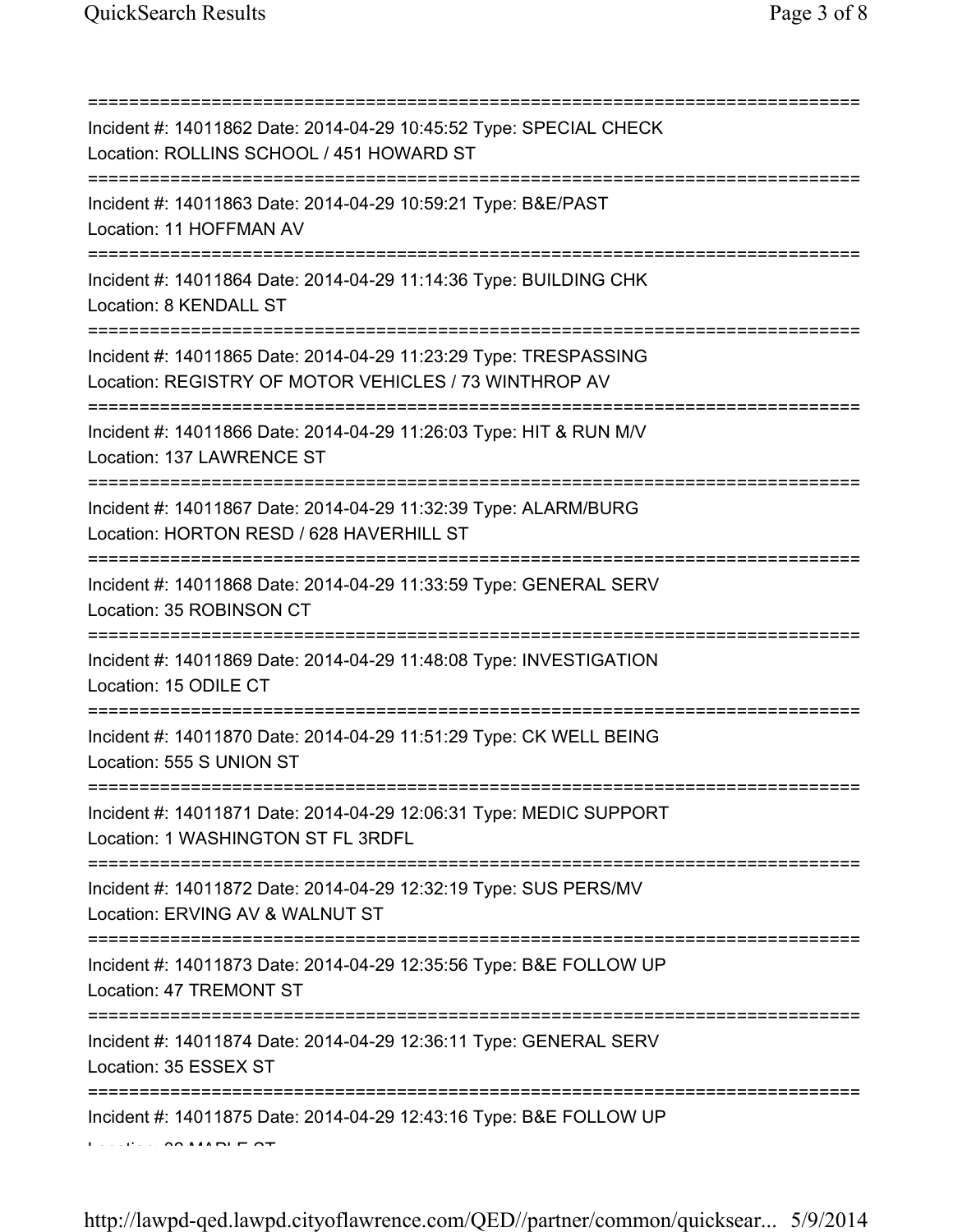===========================================================================

Incident #: 14011862 Date: 2014-04-29 10:45:52 Type: SPECIAL CHECK
Location: ROLLINS SCHOOL / 451 HOWARD ST

===========================================================================

Incident #: 14011863 Date: 2014-04-29 10:59:21 Type: B&E/PAST
Location: 11 HOFFMAN AV

===========================================================================

Incident #: 14011864 Date: 2014-04-29 11:14:36 Type: BUILDING CHK
Location: 8 KENDALL ST

===========================================================================

Incident #: 14011865 Date: 2014-04-29 11:23:29 Type: TRESPASSING
Location: REGISTRY OF MOTOR VEHICLES / 73 WINTHROP AV

===========================================================================

Incident #: 14011866 Date: 2014-04-29 11:26:03 Type: HIT & RUN M/V
Location: 137 LAWRENCE ST

===========================================================================

Incident #: 14011867 Date: 2014-04-29 11:32:39 Type: ALARM/BURG
Location: HORTON RESD / 628 HAVERHILL ST

===========================================================================

Incident #: 14011868 Date: 2014-04-29 11:33:59 Type: GENERAL SERV
Location: 35 ROBINSON CT

===========================================================================

Incident #: 14011869 Date: 2014-04-29 11:48:08 Type: INVESTIGATION
Location: 15 ODILE CT

===========================================================================

Incident #: 14011870 Date: 2014-04-29 11:51:29 Type: CK WELL BEING
Location: 555 S UNION ST

===========================================================================

Incident #: 14011871 Date: 2014-04-29 12:06:31 Type: MEDIC SUPPORT
Location: 1 WASHINGTON ST FL 3RDFL

===========================================================================

Incident #: 14011872 Date: 2014-04-29 12:32:19 Type: SUS PERS/MV
Location: ERVING AV & WALNUT ST

===========================================================================

Incident #: 14011873 Date: 2014-04-29 12:35:56 Type: B&E FOLLOW UP
Location: 47 TREMONT ST

===========================================================================

Incident #: 14011874 Date: 2014-04-29 12:36:11 Type: GENERAL SERV
Location: 35 ESSEX ST

===========================================================================

Incident #: 14011875 Date: 2014-04-29 12:43:16 Type: B&E FOLLOW UP
Location: 28 MAPLE ST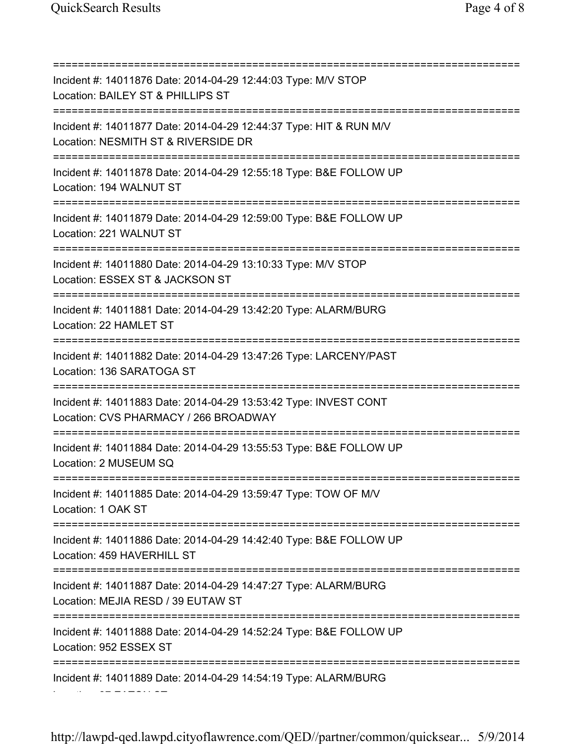===========================================================================

Incident #: 14011876 Date: 2014-04-29 12:44:03 Type: M/V STOP
Location: BAILEY ST & PHILLIPS ST

===========================================================================

Incident #: 14011877 Date: 2014-04-29 12:44:37 Type: HIT & RUN M/V
Location: NESMITH ST & RIVERSIDE DR

===========================================================================

Incident #: 14011878 Date: 2014-04-29 12:55:18 Type: B&E FOLLOW UP
Location: 194 WALNUT ST

===========================================================================

Incident #: 14011879 Date: 2014-04-29 12:59:00 Type: B&E FOLLOW UP
Location: 221 WALNUT ST

===========================================================================

Incident #: 14011880 Date: 2014-04-29 13:10:33 Type: M/V STOP
Location: ESSEX ST & JACKSON ST

===========================================================================

Incident #: 14011881 Date: 2014-04-29 13:42:20 Type: ALARM/BURG
Location: 22 HAMLET ST

===========================================================================

Incident #: 14011882 Date: 2014-04-29 13:47:26 Type: LARCENY/PAST
Location: 136 SARATOGA ST

===========================================================================

Incident #: 14011883 Date: 2014-04-29 13:53:42 Type: INVEST CONT
Location: CVS PHARMACY / 266 BROADWAY

===========================================================================

Incident #: 14011884 Date: 2014-04-29 13:55:53 Type: B&E FOLLOW UP
Location: 2 MUSEUM SQ

===========================================================================

Incident #: 14011885 Date: 2014-04-29 13:59:47 Type: TOW OF M/V
Location: 1 OAK ST

===========================================================================

Incident #: 14011886 Date: 2014-04-29 14:42:40 Type: B&E FOLLOW UP
Location: 459 HAVERHILL ST

===========================================================================

Incident #: 14011887 Date: 2014-04-29 14:47:27 Type: ALARM/BURG
Location: MEJIA RESD / 39 EUTAW ST

===========================================================================

Incident #: 14011888 Date: 2014-04-29 14:52:24 Type: B&E FOLLOW UP
Location: 952 ESSEX ST

===========================================================================

Incident #: 14011889 Date: 2014-04-29 14:54:19 Type: ALARM/BURG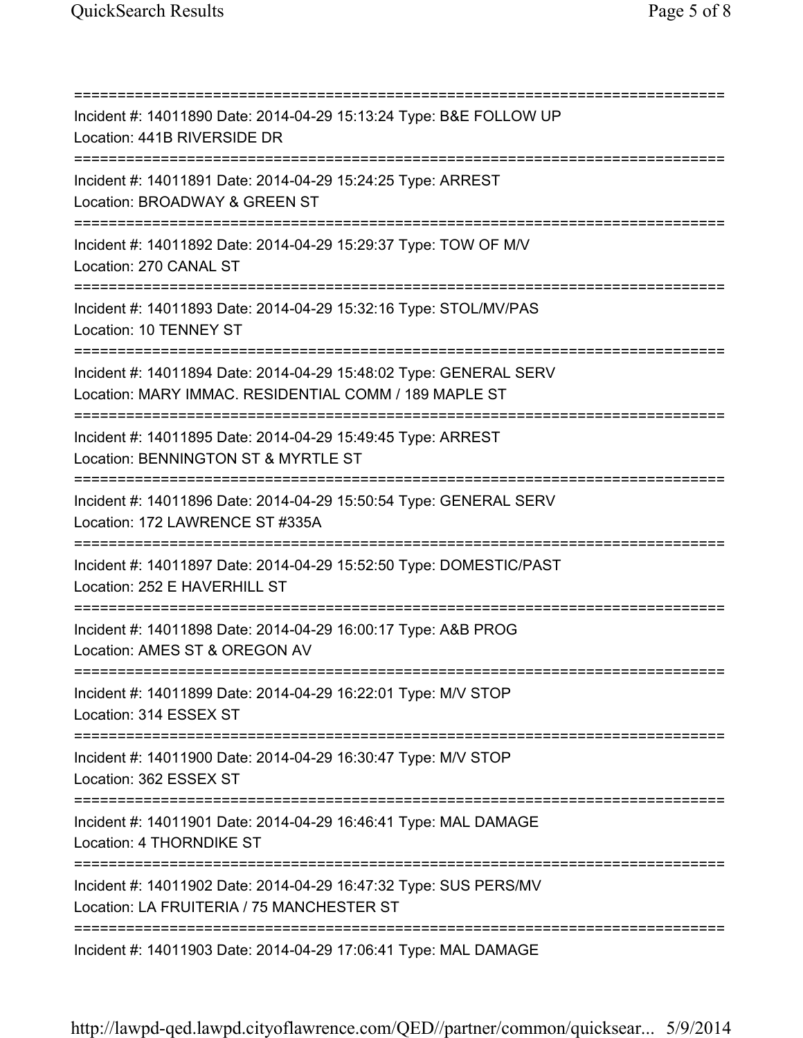===========================================================================
Incident #: 14011890 Date: 2014-04-29 15:13:24 Type: B&E FOLLOW UP
Location: 441B RIVERSIDE DR
===========================================================================
Incident #: 14011891 Date: 2014-04-29 15:24:25 Type: ARREST
Location: BROADWAY & GREEN ST
===========================================================================
Incident #: 14011892 Date: 2014-04-29 15:29:37 Type: TOW OF M/V
Location: 270 CANAL ST
===========================================================================
Incident #: 14011893 Date: 2014-04-29 15:32:16 Type: STOL/MV/PAS
Location: 10 TENNEY ST
===========================================================================
Incident #: 14011894 Date: 2014-04-29 15:48:02 Type: GENERAL SERV
Location: MARY IMMAC. RESIDENTIAL COMM / 189 MAPLE ST
===========================================================================
Incident #: 14011895 Date: 2014-04-29 15:49:45 Type: ARREST
Location: BENNINGTON ST & MYRTLE ST
===========================================================================
Incident #: 14011896 Date: 2014-04-29 15:50:54 Type: GENERAL SERV
Location: 172 LAWRENCE ST #335A
===========================================================================
Incident #: 14011897 Date: 2014-04-29 15:52:50 Type: DOMESTIC/PAST
Location: 252 E HAVERHILL ST
===========================================================================
Incident #: 14011898 Date: 2014-04-29 16:00:17 Type: A&B PROG
Location: AMES ST & OREGON AV
===========================================================================
Incident #: 14011899 Date: 2014-04-29 16:22:01 Type: M/V STOP
Location: 314 ESSEX ST
===========================================================================
Incident #: 14011900 Date: 2014-04-29 16:30:47 Type: M/V STOP
Location: 362 ESSEX ST
===========================================================================
Incident #: 14011901 Date: 2014-04-29 16:46:41 Type: MAL DAMAGE
Location: 4 THORNDIKE ST
===========================================================================
Incident #: 14011902 Date: 2014-04-29 16:47:32 Type: SUS PERS/MV
Location: LA FRUITERIA / 75 MANCHESTER ST
===========================================================================
Incident #: 14011903 Date: 2014-04-29 17:06:41 Type: MAL DAMAGE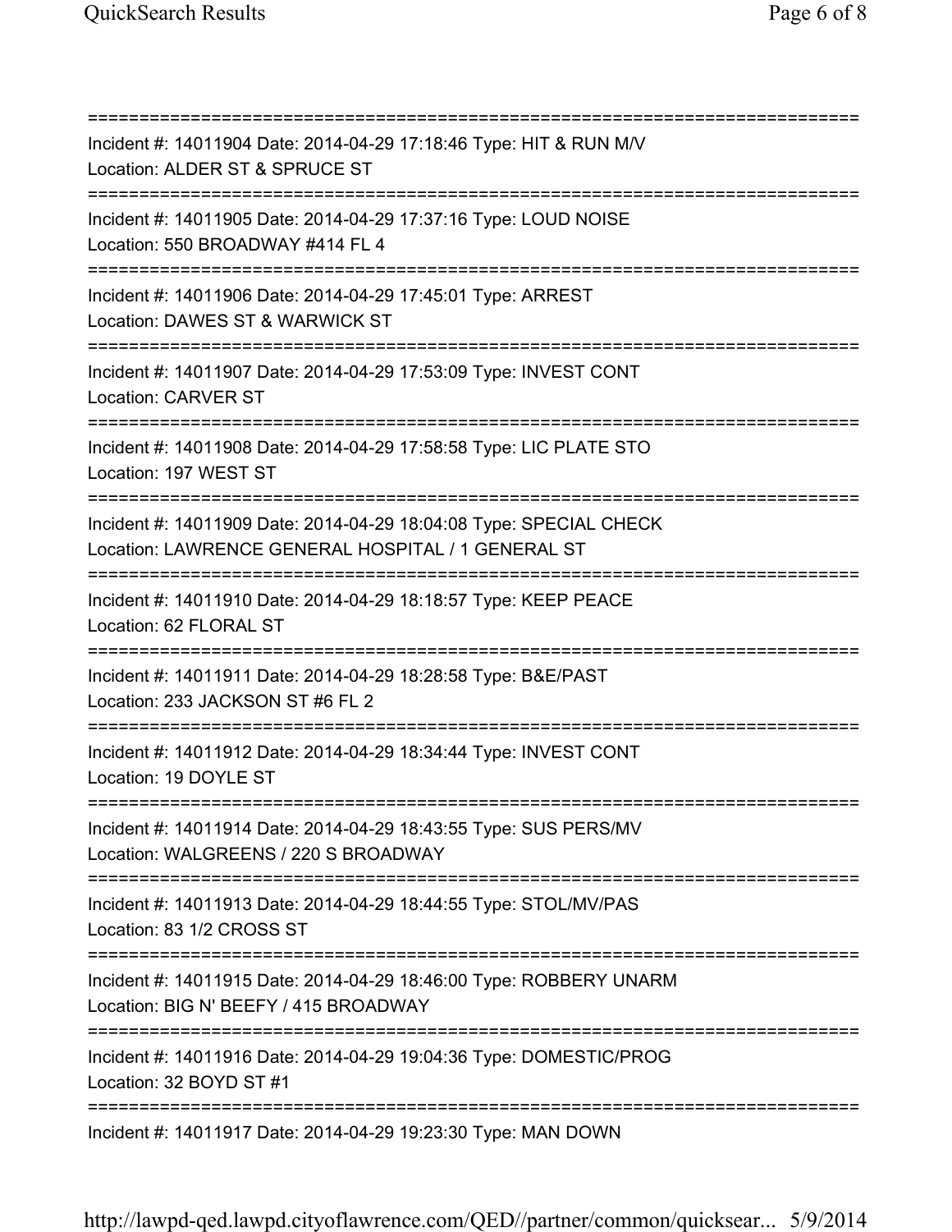===========================================================================
Incident #: 14011904 Date: 2014-04-29 17:18:46 Type: HIT & RUN M/V
Location: ALDER ST & SPRUCE ST
===========================================================================
Incident #: 14011905 Date: 2014-04-29 17:37:16 Type: LOUD NOISE
Location: 550 BROADWAY #414 FL 4
===========================================================================
Incident #: 14011906 Date: 2014-04-29 17:45:01 Type: ARREST
Location: DAWES ST & WARWICK ST
===========================================================================
Incident #: 14011907 Date: 2014-04-29 17:53:09 Type: INVEST CONT
Location: CARVER ST
===========================================================================
Incident #: 14011908 Date: 2014-04-29 17:58:58 Type: LIC PLATE STO
Location: 197 WEST ST
===========================================================================
Incident #: 14011909 Date: 2014-04-29 18:04:08 Type: SPECIAL CHECK
Location: LAWRENCE GENERAL HOSPITAL / 1 GENERAL ST
===========================================================================
Incident #: 14011910 Date: 2014-04-29 18:18:57 Type: KEEP PEACE
Location: 62 FLORAL ST
===========================================================================
Incident #: 14011911 Date: 2014-04-29 18:28:58 Type: B&E/PAST
Location: 233 JACKSON ST #6 FL 2
===========================================================================
Incident #: 14011912 Date: 2014-04-29 18:34:44 Type: INVEST CONT
Location: 19 DOYLE ST
===========================================================================
Incident #: 14011914 Date: 2014-04-29 18:43:55 Type: SUS PERS/MV
Location: WALGREENS / 220 S BROADWAY
===========================================================================
Incident #: 14011913 Date: 2014-04-29 18:44:55 Type: STOL/MV/PAS
Location: 83 1/2 CROSS ST
===========================================================================
Incident #: 14011915 Date: 2014-04-29 18:46:00 Type: ROBBERY UNARM
Location: BIG N' BEEFY / 415 BROADWAY
===========================================================================
Incident #: 14011916 Date: 2014-04-29 19:04:36 Type: DOMESTIC/PROG
Location: 32 BOYD ST #1
===========================================================================
Incident #: 14011917 Date: 2014-04-29 19:23:30 Type: MAN DOWN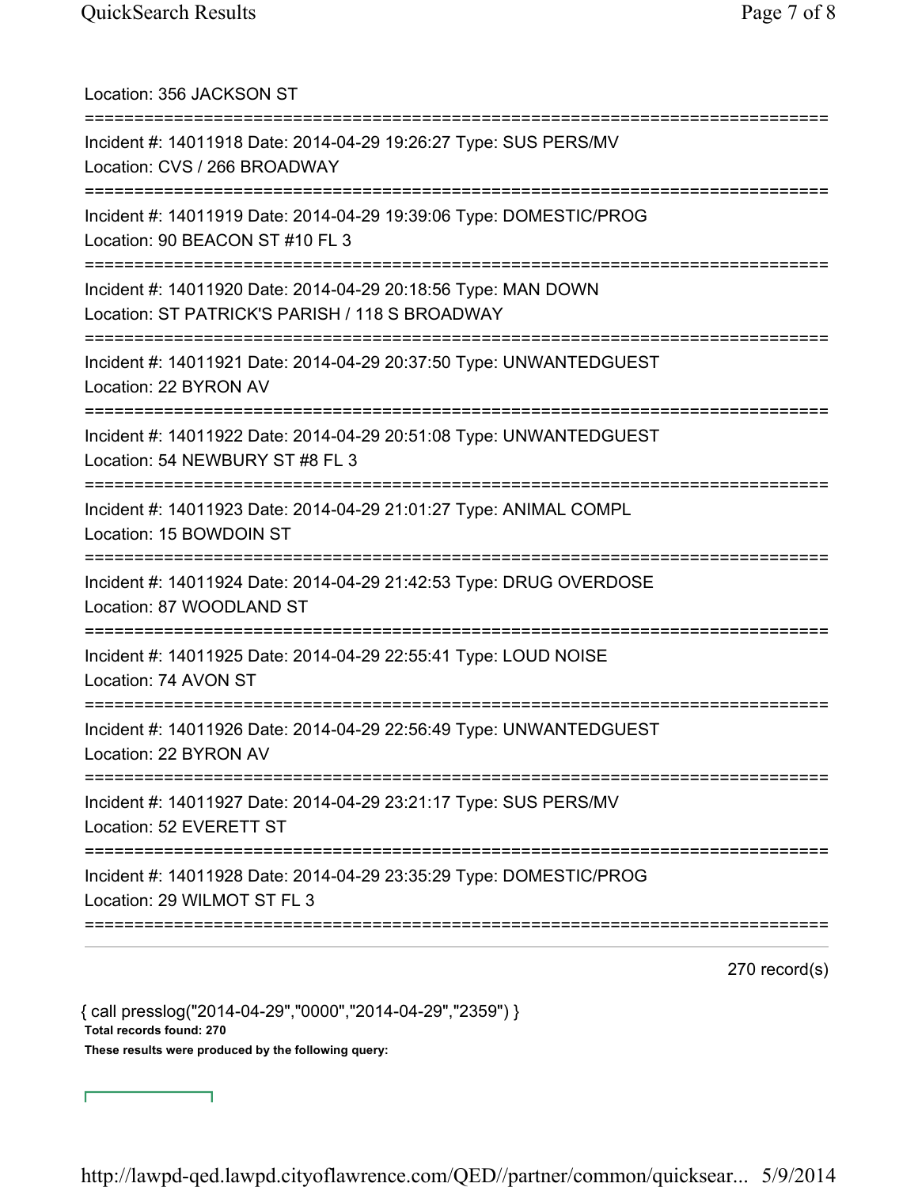Location: 356 JACKSON ST

===========================================================================

Incident #: 14011918 Date: 2014-04-29 19:26:27 Type: SUS PERS/MV
Location: CVS / 266 BROADWAY

===========================================================================

Incident #: 14011919 Date: 2014-04-29 19:39:06 Type: DOMESTIC/PROG
Location: 90 BEACON ST #10 FL 3

===========================================================================

Incident #: 14011920 Date: 2014-04-29 20:18:56 Type: MAN DOWN
Location: ST PATRICK'S PARISH / 118 S BROADWAY

===========================================================================

Incident #: 14011921 Date: 2014-04-29 20:37:50 Type: UNWANTEDGUEST
Location: 22 BYRON AV

===========================================================================

Incident #: 14011922 Date: 2014-04-29 20:51:08 Type: UNWANTEDGUEST
Location: 54 NEWBURY ST #8 FL 3

===========================================================================

Incident #: 14011923 Date: 2014-04-29 21:01:27 Type: ANIMAL COMPL
Location: 15 BOWDOIN ST

===========================================================================

Incident #: 14011924 Date: 2014-04-29 21:42:53 Type: DRUG OVERDOSE
Location: 87 WOODLAND ST

===========================================================================

Incident #: 14011925 Date: 2014-04-29 22:55:41 Type: LOUD NOISE
Location: 74 AVON ST

===========================================================================

Incident #: 14011926 Date: 2014-04-29 22:56:49 Type: UNWANTEDGUEST
Location: 22 BYRON AV

===========================================================================

Incident #: 14011927 Date: 2014-04-29 23:21:17 Type: SUS PERS/MV
Location: 52 EVERETT ST

===========================================================================

Incident #: 14011928 Date: 2014-04-29 23:35:29 Type: DOMESTIC/PROG
Location: 29 WILMOT ST FL 3

===========================================================================

270 record(s)

{ call presslog("2014-04-29","0000","2014-04-29","2359") }

**Total records found: 270**

**These results were produced by the following query:**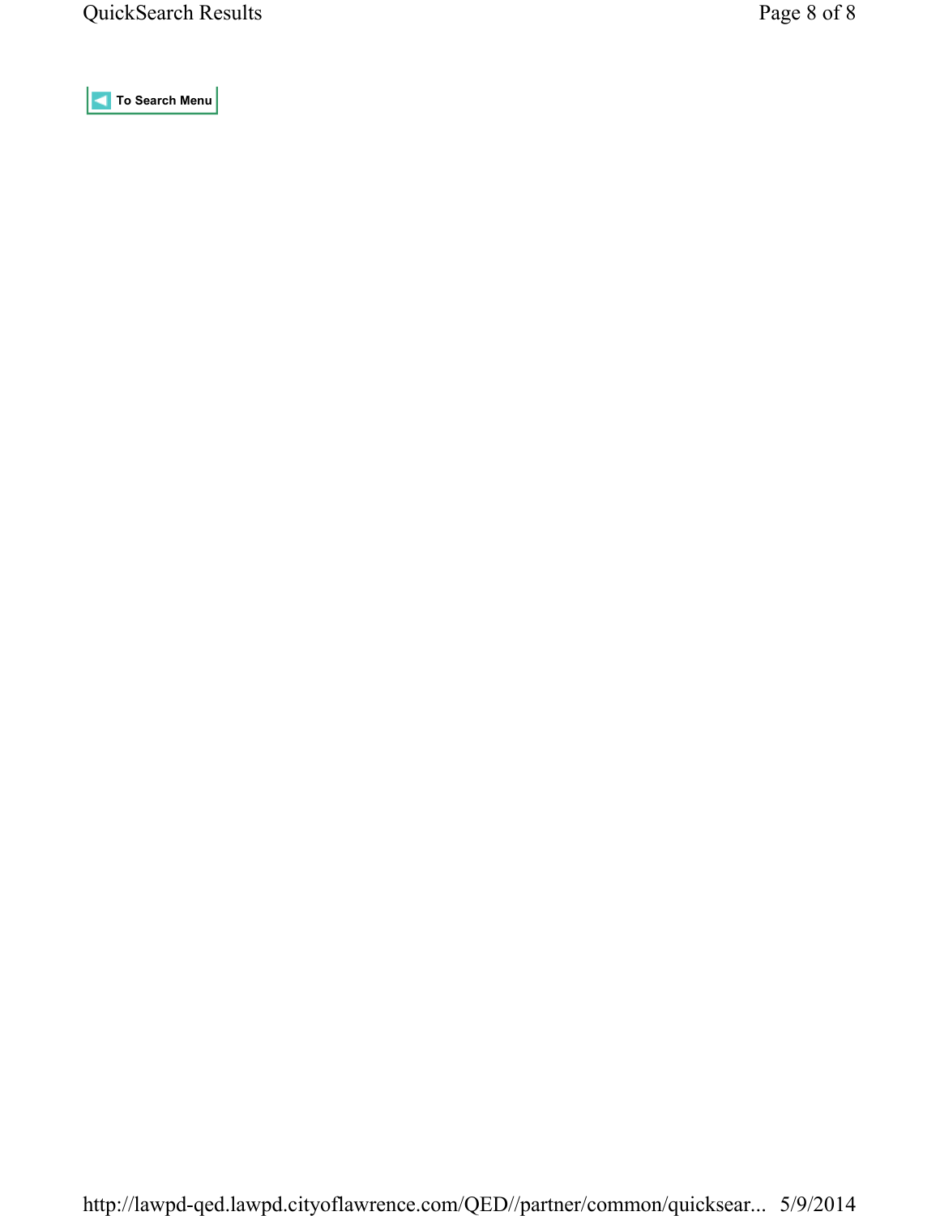To Search Menu